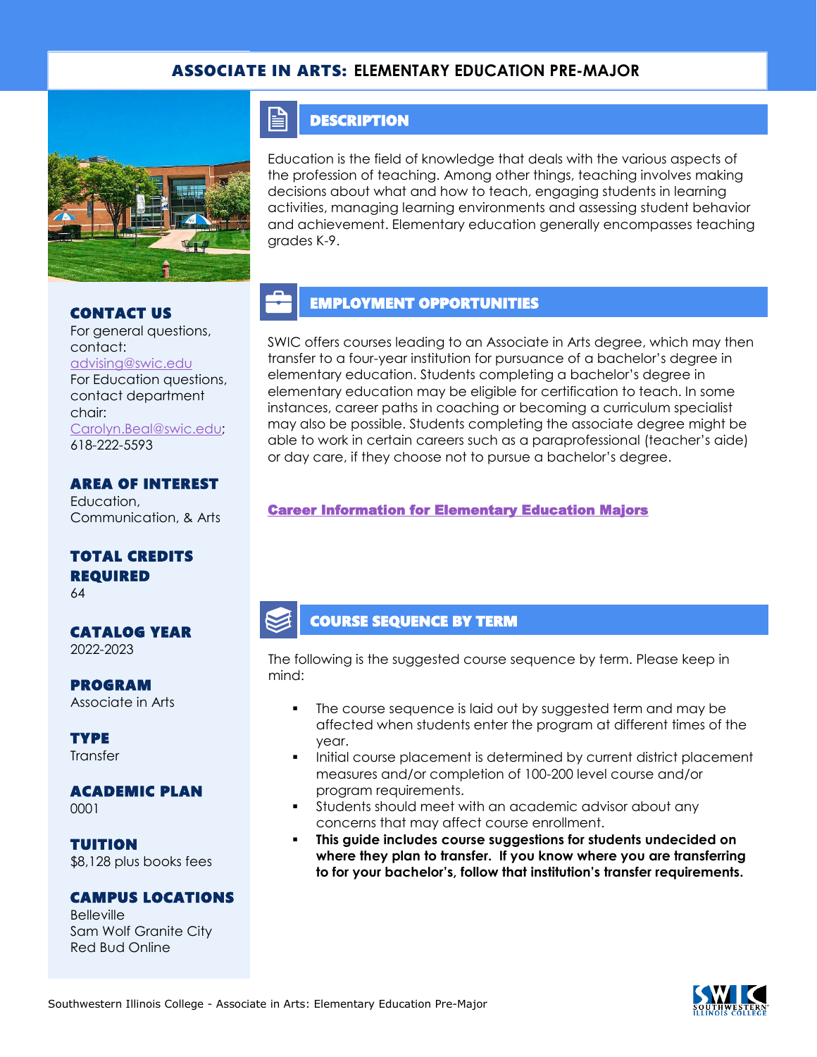# ASSOCIATE IN ARTS: ELEMENTARY EDUCATION PRE-MAJOR

## CONTACT US

For general questions, contact: advising@swic.edu

For Education questions, contact department chair: Carolyn.Beal@swic.edu; 618-222-5593

## AREA OF INTEREST

Education, Communication, & Arts

## TOTAL CREDITS REQUIRED

64

## CATALOG YEAR

2022-2023

## PROGRAM

Associate in Arts

## TYPE

Transfer

## ACADEMIC PLAN

0001

## TUITION

$8,128 plus books fees

## CAMPUS LOCATIONS

Belleville
Sam Wolf Granite City
Red Bud Online

## DESCRIPTION

Education is the field of knowledge that deals with the various aspects of the profession of teaching. Among other things, teaching involves making decisions about what and how to teach, engaging students in learning activities, managing learning environments and assessing student behavior and achievement. Elementary education generally encompasses teaching grades K-9.

## EMPLOYMENT OPPORTUNITIES

SWIC offers courses leading to an Associate in Arts degree, which may then transfer to a four-year institution for pursuance of a bachelor's degree in elementary education. Students completing a bachelor's degree in elementary education may be eligible for certification to teach. In some instances, career paths in coaching or becoming a curriculum specialist may also be possible. Students completing the associate degree might be able to work in certain careers such as a paraprofessional (teacher's aide) or day care, if they choose not to pursue a bachelor's degree.

**Career Information for Elementary Education Majors**

## COURSE SEQUENCE BY TERM

The following is the suggested course sequence by term. Please keep in mind:

- The course sequence is laid out by suggested term and may be affected when students enter the program at different times of the year.
- Initial course placement is determined by current district placement measures and/or completion of 100-200 level course and/or program requirements.
- Students should meet with an academic advisor about any concerns that may affect course enrollment.
- **This guide includes course suggestions for students undecided on where they plan to transfer. If you know where you are transferring to for your bachelor's, follow that institution's transfer requirements.**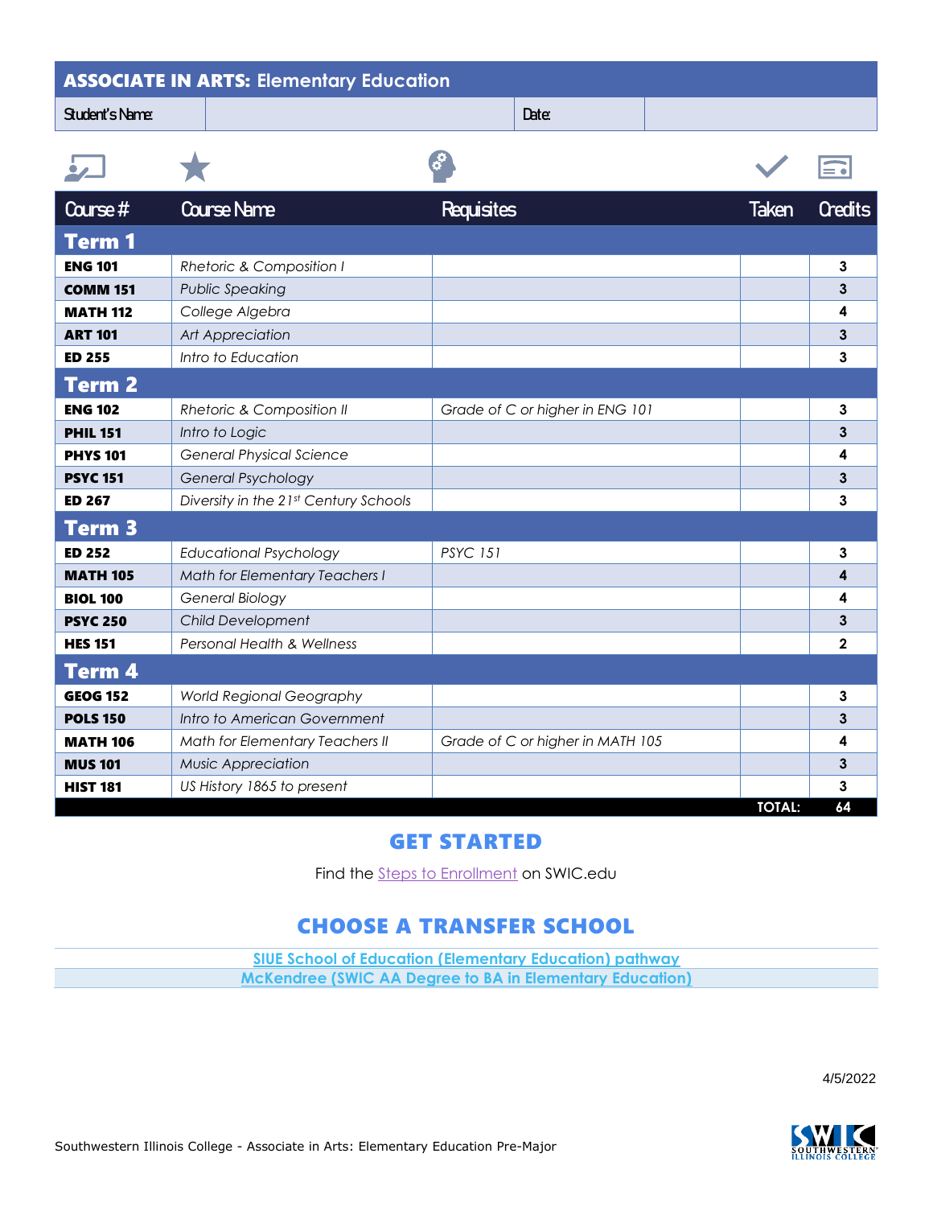# ASSOCIATE IN ARTS: Elementary Education

| Student's Name: | | Date: | |
|---|---|---|---|

| Course # | Course Name | Requisites | Taken | Credits |
|---|---|---|---|---|
| **Term 1** | | | | |
| **ENG 101** | *Rhetoric & Composition I* | | | 3 |
| **COMM 151** | *Public Speaking* | | | 3 |
| **MATH 112** | *College Algebra* | | | 4 |
| **ART 101** | *Art Appreciation* | | | 3 |
| **ED 255** | *Intro to Education* | | | 3 |
| **Term 2** | | | | |
| **ENG 102** | *Rhetoric & Composition II* | *Grade of C or higher in ENG 101* | | 3 |
| **PHIL 151** | *Intro to Logic* | | | 3 |
| **PHYS 101** | *General Physical Science* | | | 4 |
| **PSYC 151** | *General Psychology* | | | 3 |
| **ED 267** | *Diversity in the 21st Century Schools* | | | 3 |
| **Term 3** | | | | |
| **ED 252** | *Educational Psychology* | *PSYC 151* | | 3 |
| **MATH 105** | *Math for Elementary Teachers I* | | | 4 |
| **BIOL 100** | *General Biology* | | | 4 |
| **PSYC 250** | *Child Development* | | | 3 |
| **HES 151** | *Personal Health & Wellness* | | | 2 |
| **Term 4** | | | | |
| **GEOG 152** | *World Regional Geography* | | | 3 |
| **POLS 150** | *Intro to American Government* | | | 3 |
| **MATH 106** | *Math for Elementary Teachers II* | *Grade of C or higher in MATH 105* | | 4 |
| **MUS 101** | *Music Appreciation* | | | 3 |
| **HIST 181** | *US History 1865 to present* | | | 3 |
| | | | **TOTAL:** | **64** |

## GET STARTED

Find the Steps to Enrollment on SWIC.edu

## CHOOSE A TRANSFER SCHOOL

SIUE School of Education (Elementary Education) pathway

McKendree (SWIC AA Degree to BA in Elementary Education)

4/5/2022

Southwestern Illinois College - Associate in Arts: Elementary Education Pre-Major